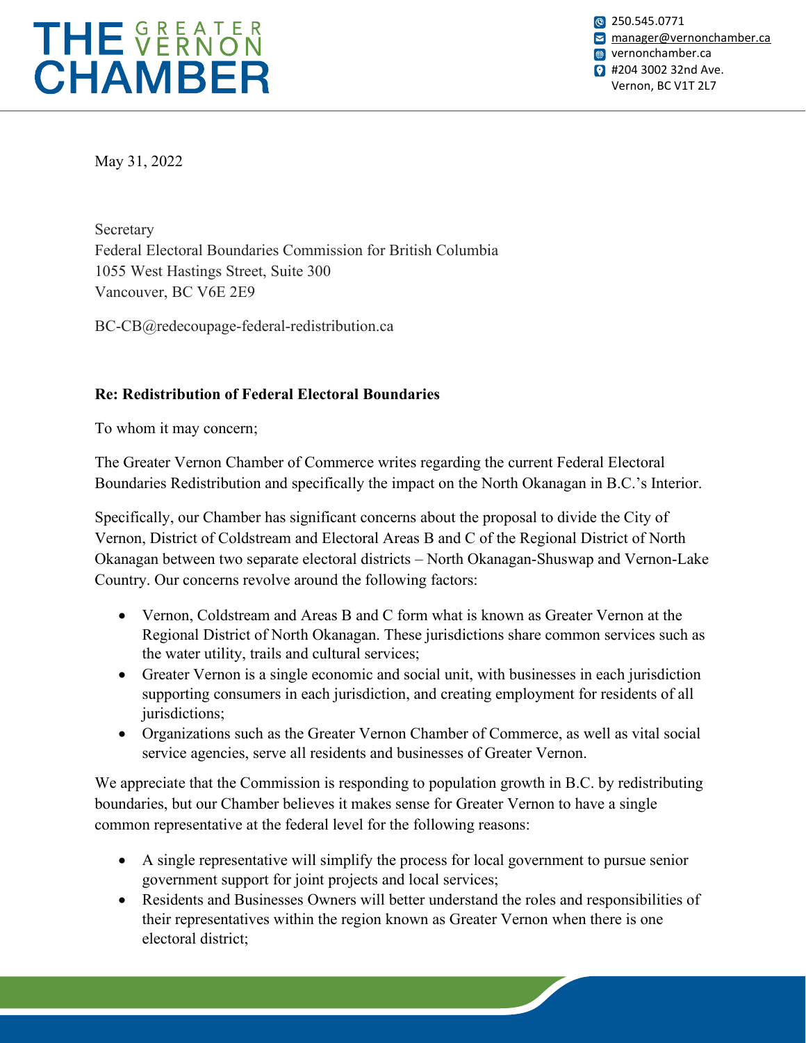# THE GREATER VERNON CHAMBER

250.545.0771
manager@vernonchamber.ca
vernonchamber.ca
#204 3002 32nd Ave.
Vernon, BC V1T 2L7

May 31, 2022

Secretary
Federal Electoral Boundaries Commission for British Columbia
1055 West Hastings Street, Suite 300
Vancouver, BC V6E 2E9

BC-CB@redecoupage-federal-redistribution.ca

**Re: Redistribution of Federal Electoral Boundaries**

To whom it may concern;

The Greater Vernon Chamber of Commerce writes regarding the current Federal Electoral Boundaries Redistribution and specifically the impact on the North Okanagan in B.C.'s Interior.

Specifically, our Chamber has significant concerns about the proposal to divide the City of Vernon, District of Coldstream and Electoral Areas B and C of the Regional District of North Okanagan between two separate electoral districts – North Okanagan-Shuswap and Vernon-Lake Country. Our concerns revolve around the following factors:

- Vernon, Coldstream and Areas B and C form what is known as Greater Vernon at the Regional District of North Okanagan. These jurisdictions share common services such as the water utility, trails and cultural services;
- Greater Vernon is a single economic and social unit, with businesses in each jurisdiction supporting consumers in each jurisdiction, and creating employment for residents of all jurisdictions;
- Organizations such as the Greater Vernon Chamber of Commerce, as well as vital social service agencies, serve all residents and businesses of Greater Vernon.

We appreciate that the Commission is responding to population growth in B.C. by redistributing boundaries, but our Chamber believes it makes sense for Greater Vernon to have a single common representative at the federal level for the following reasons:

- A single representative will simplify the process for local government to pursue senior government support for joint projects and local services;
- Residents and Businesses Owners will better understand the roles and responsibilities of their representatives within the region known as Greater Vernon when there is one electoral district;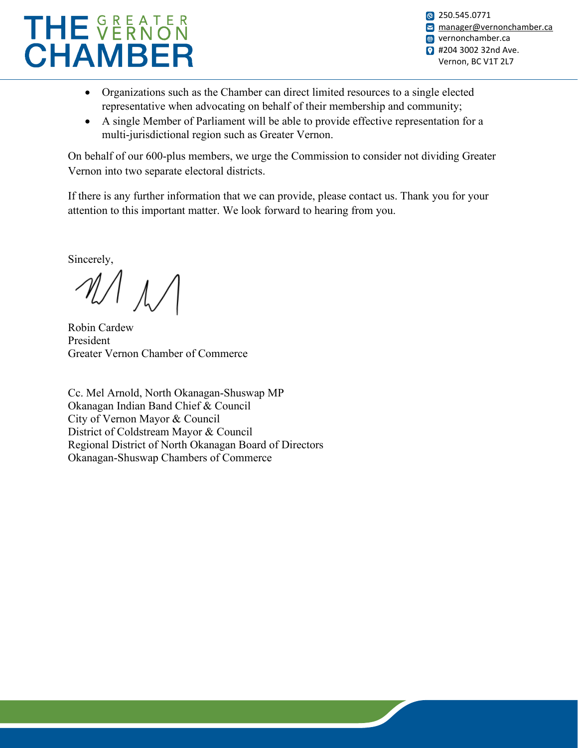- Organizations such as the Chamber can direct limited resources to a single elected representative when advocating on behalf of their membership and community;
- A single Member of Parliament will be able to provide effective representation for a multi-jurisdictional region such as Greater Vernon.

On behalf of our 600-plus members, we urge the Commission to consider not dividing Greater Vernon into two separate electoral districts.

If there is any further information that we can provide, please contact us. Thank you for your attention to this important matter. We look forward to hearing from you.

Sincerely,

Robin Cardew
President
Greater Vernon Chamber of Commerce

Cc. Mel Arnold, North Okanagan-Shuswap MP
Okanagan Indian Band Chief & Council
City of Vernon Mayor & Council
District of Coldstream Mayor & Council
Regional District of North Okanagan Board of Directors
Okanagan-Shuswap Chambers of Commerce